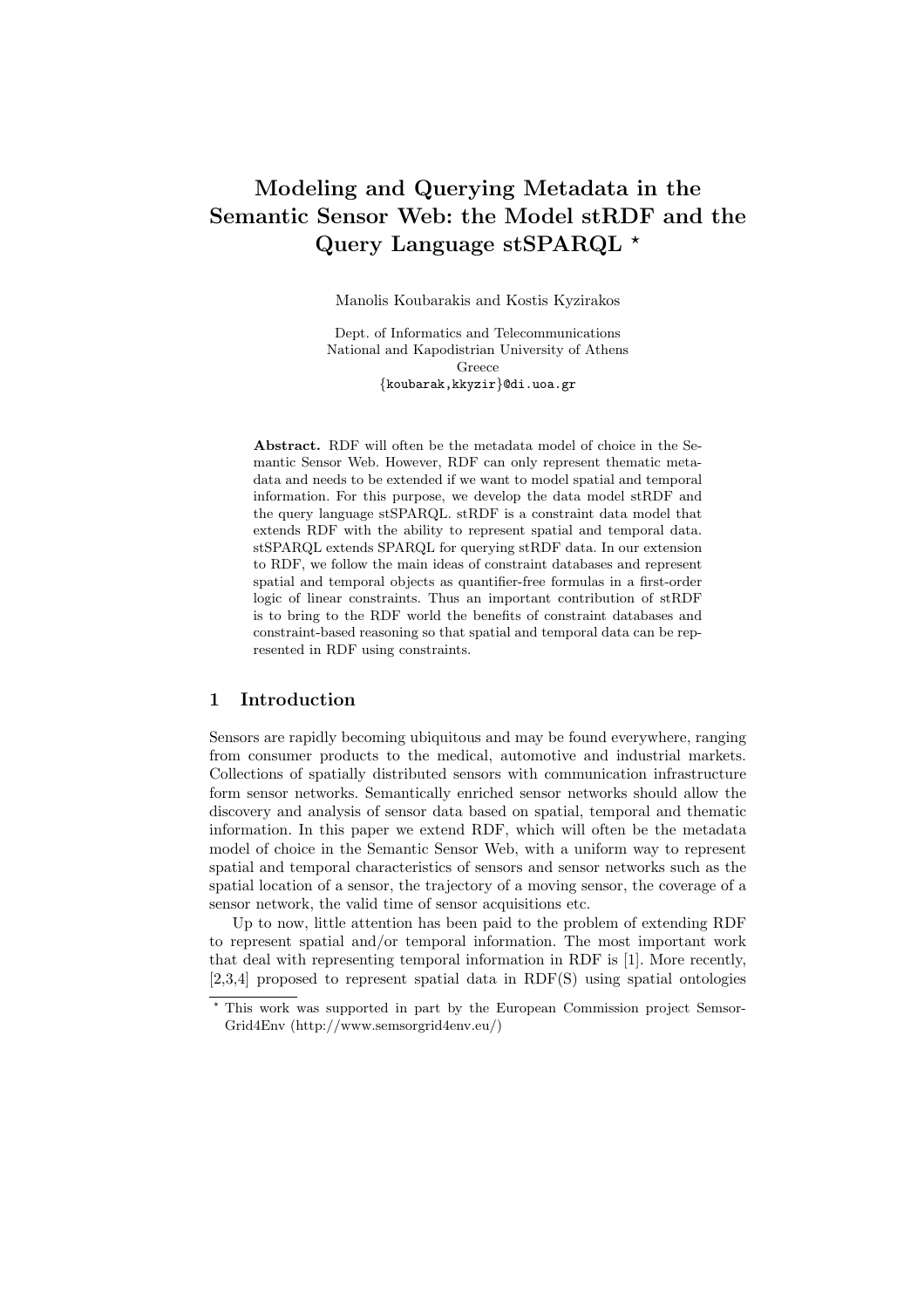# Modeling and Querying Metadata in the Semantic Sensor Web: the Model stRDF and the Query Language stSPARQL *

Manolis Koubarakis and Kostis Kyzirakos

Dept. of Informatics and Telecommunications
National and Kapodistrian University of Athens
Greece
{koubarak,kkyzir}@di.uoa.gr

**Abstract.** RDF will often be the metadata model of choice in the Semantic Sensor Web. However, RDF can only represent thematic metadata and needs to be extended if we want to model spatial and temporal information. For this purpose, we develop the data model stRDF and the query language stSPARQL. stRDF is a constraint data model that extends RDF with the ability to represent spatial and temporal data. stSPARQL extends SPARQL for querying stRDF data. In our extension to RDF, we follow the main ideas of constraint databases and represent spatial and temporal objects as quantifier-free formulas in a first-order logic of linear constraints. Thus an important contribution of stRDF is to bring to the RDF world the benefits of constraint databases and constraint-based reasoning so that spatial and temporal data can be represented in RDF using constraints.

## 1 Introduction

Sensors are rapidly becoming ubiquitous and may be found everywhere, ranging from consumer products to the medical, automotive and industrial markets. Collections of spatially distributed sensors with communication infrastructure form sensor networks. Semantically enriched sensor networks should allow the discovery and analysis of sensor data based on spatial, temporal and thematic information. In this paper we extend RDF, which will often be the metadata model of choice in the Semantic Sensor Web, with a uniform way to represent spatial and temporal characteristics of sensors and sensor networks such as the spatial location of a sensor, the trajectory of a moving sensor, the coverage of a sensor network, the valid time of sensor acquisitions etc.

Up to now, little attention has been paid to the problem of extending RDF to represent spatial and/or temporal information. The most important work that deal with representing temporal information in RDF is [1]. More recently, [2,3,4] proposed to represent spatial data in RDF(S) using spatial ontologies

* This work was supported in part by the European Commission project SemsorGrid4Env (http://www.semsorgrid4env.eu/)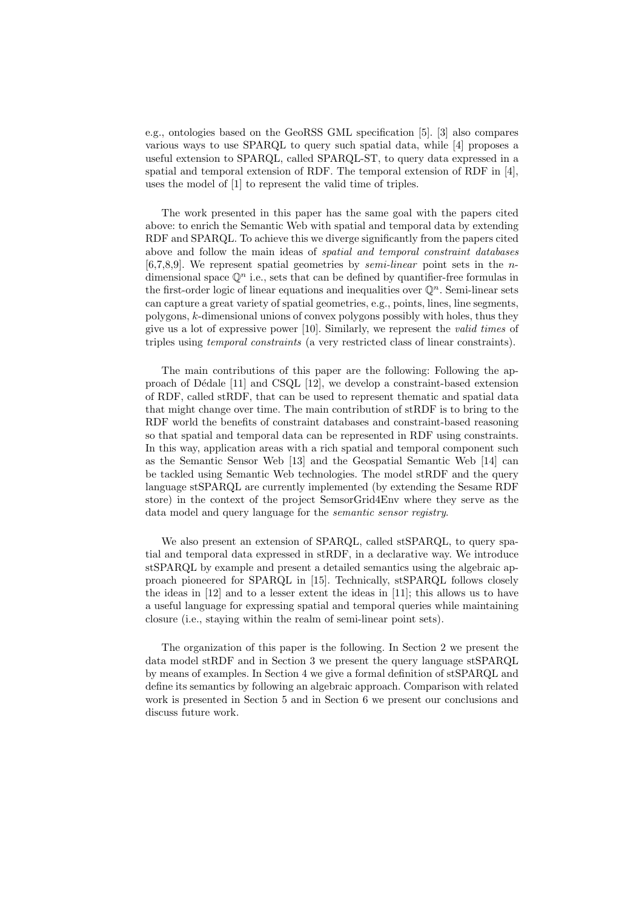e.g., ontologies based on the GeoRSS GML specification [5]. [3] also compares various ways to use SPARQL to query such spatial data, while [4] proposes a useful extension to SPARQL, called SPARQL-ST, to query data expressed in a spatial and temporal extension of RDF. The temporal extension of RDF in [4], uses the model of [1] to represent the valid time of triples.

The work presented in this paper has the same goal with the papers cited above: to enrich the Semantic Web with spatial and temporal data by extending RDF and SPARQL. To achieve this we diverge significantly from the papers cited above and follow the main ideas of *spatial and temporal constraint databases* [6,7,8,9]. We represent spatial geometries by *semi-linear* point sets in the $n$-dimensional space $\mathbb{Q}^n$ i.e., sets that can be defined by quantifier-free formulas in the first-order logic of linear equations and inequalities over $\mathbb{Q}^n$. Semi-linear sets can capture a great variety of spatial geometries, e.g., points, lines, line segments, polygons, $k$-dimensional unions of convex polygons possibly with holes, thus they give us a lot of expressive power [10]. Similarly, we represent the *valid times* of triples using *temporal constraints* (a very restricted class of linear constraints).

The main contributions of this paper are the following: Following the approach of Dédale [11] and CSQL [12], we develop a constraint-based extension of RDF, called stRDF, that can be used to represent thematic and spatial data that might change over time. The main contribution of stRDF is to bring to the RDF world the benefits of constraint databases and constraint-based reasoning so that spatial and temporal data can be represented in RDF using constraints. In this way, application areas with a rich spatial and temporal component such as the Semantic Sensor Web [13] and the Geospatial Semantic Web [14] can be tackled using Semantic Web technologies. The model stRDF and the query language stSPARQL are currently implemented (by extending the Sesame RDF store) in the context of the project SemsorGrid4Env where they serve as the data model and query language for the *semantic sensor registry*.

We also present an extension of SPARQL, called stSPARQL, to query spatial and temporal data expressed in stRDF, in a declarative way. We introduce stSPARQL by example and present a detailed semantics using the algebraic approach pioneered for SPARQL in [15]. Technically, stSPARQL follows closely the ideas in [12] and to a lesser extent the ideas in [11]; this allows us to have a useful language for expressing spatial and temporal queries while maintaining closure (i.e., staying within the realm of semi-linear point sets).

The organization of this paper is the following. In Section 2 we present the data model stRDF and in Section 3 we present the query language stSPARQL by means of examples. In Section 4 we give a formal definition of stSPARQL and define its semantics by following an algebraic approach. Comparison with related work is presented in Section 5 and in Section 6 we present our conclusions and discuss future work.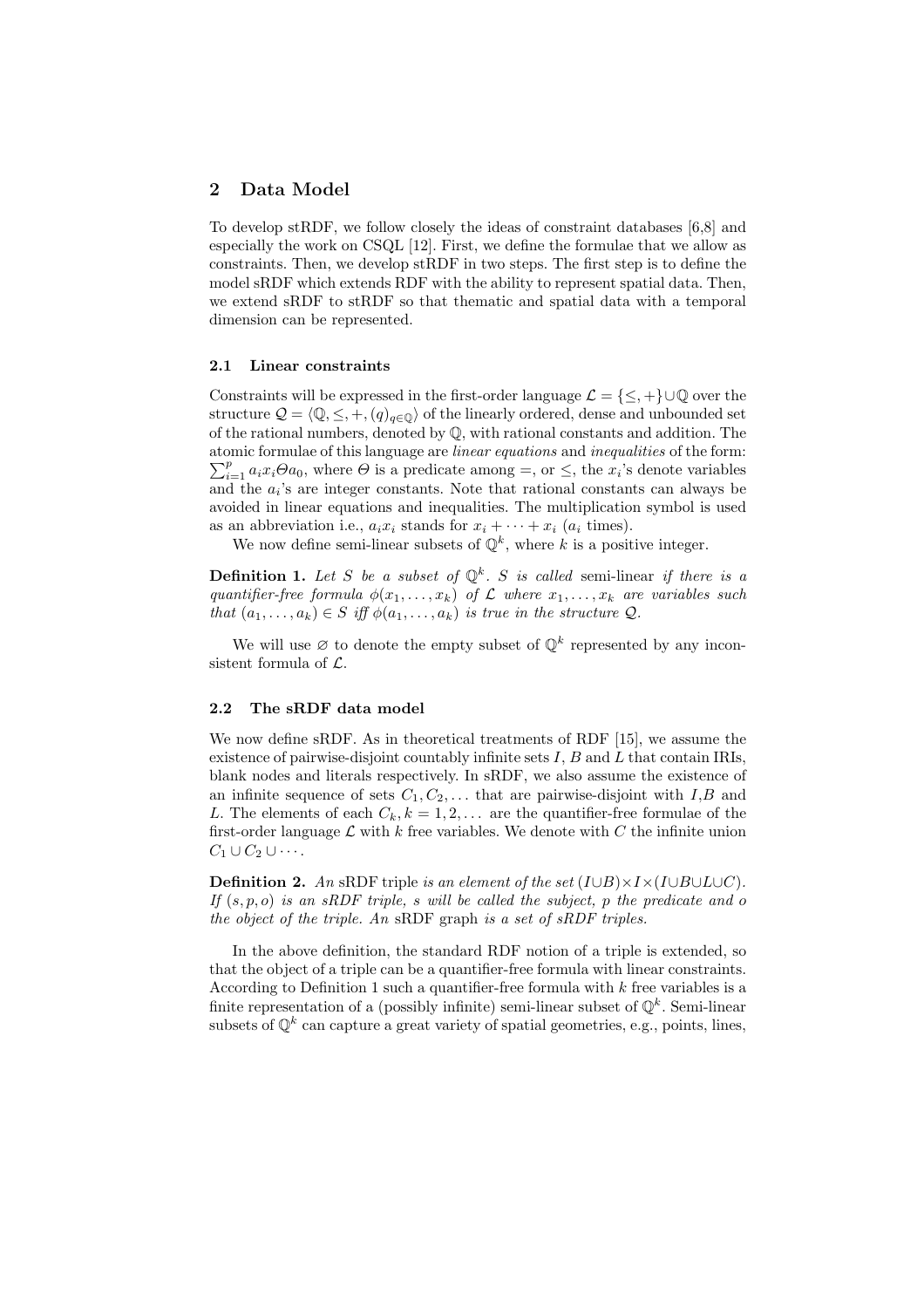## 2 Data Model

To develop stRDF, we follow closely the ideas of constraint databases [6,8] and especially the work on CSQL [12]. First, we define the formulae that we allow as constraints. Then, we develop stRDF in two steps. The first step is to define the model sRDF which extends RDF with the ability to represent spatial data. Then, we extend sRDF to stRDF so that thematic and spatial data with a temporal dimension can be represented.

### 2.1 Linear constraints

Constraints will be expressed in the first-order language $\mathcal{L} = \{\leq, +\} \cup \mathbb{Q}$ over the structure $\mathcal{Q} = \langle \mathbb{Q}, \leq, +, (q)_{q \in \mathbb{Q}} \rangle$ of the linearly ordered, dense and unbounded set of the rational numbers, denoted by $\mathbb{Q}$, with rational constants and addition. The atomic formulae of this language are *linear equations* and *inequalities* of the form: $\sum_{i=1}^{p} a_i x_i \Theta a_0$, where $\Theta$ is a predicate among $=$, or $\leq$, the $x_i$'s denote variables and the $a_i$'s are integer constants. Note that rational constants can always be avoided in linear equations and inequalities. The multiplication symbol is used as an abbreviation i.e., $a_i x_i$ stands for $x_i + \cdots + x_i$ ($a_i$ times).

We now define semi-linear subsets of $\mathbb{Q}^k$, where $k$ is a positive integer.

**Definition 1.** *Let $S$ be a subset of $\mathbb{Q}^k$. $S$ is called* semi-linear *if there is a quantifier-free formula $\phi(x_1, \ldots, x_k)$ of $\mathcal{L}$ where $x_1, \ldots, x_k$ are variables such that $(a_1, \ldots, a_k) \in S$ iff $\phi(a_1, \ldots, a_k)$ is true in the structure $\mathcal{Q}$.*

We will use $\varnothing$ to denote the empty subset of $\mathbb{Q}^k$ represented by any inconsistent formula of $\mathcal{L}$.

### 2.2 The sRDF data model

We now define sRDF. As in theoretical treatments of RDF [15], we assume the existence of pairwise-disjoint countably infinite sets $I$, $B$ and $L$ that contain IRIs, blank nodes and literals respectively. In sRDF, we also assume the existence of an infinite sequence of sets $C_1, C_2, \ldots$ that are pairwise-disjoint with $I$,$B$ and $L$. The elements of each $C_k, k = 1, 2, \ldots$ are the quantifier-free formulae of the first-order language $\mathcal{L}$ with $k$ free variables. We denote with $C$ the infinite union $C_1 \cup C_2 \cup \cdots$.

**Definition 2.** *An* sRDF triple *is an element of the set $(I \cup B) \times I \times (I \cup B \cup L \cup C)$. If $(s, p, o)$ is an sRDF triple, $s$ will be called the subject, $p$ the predicate and $o$ the object of the triple. An* sRDF graph *is a set of sRDF triples.*

In the above definition, the standard RDF notion of a triple is extended, so that the object of a triple can be a quantifier-free formula with linear constraints. According to Definition 1 such a quantifier-free formula with $k$ free variables is a finite representation of a (possibly infinite) semi-linear subset of $\mathbb{Q}^k$. Semi-linear subsets of $\mathbb{Q}^k$ can capture a great variety of spatial geometries, e.g., points, lines,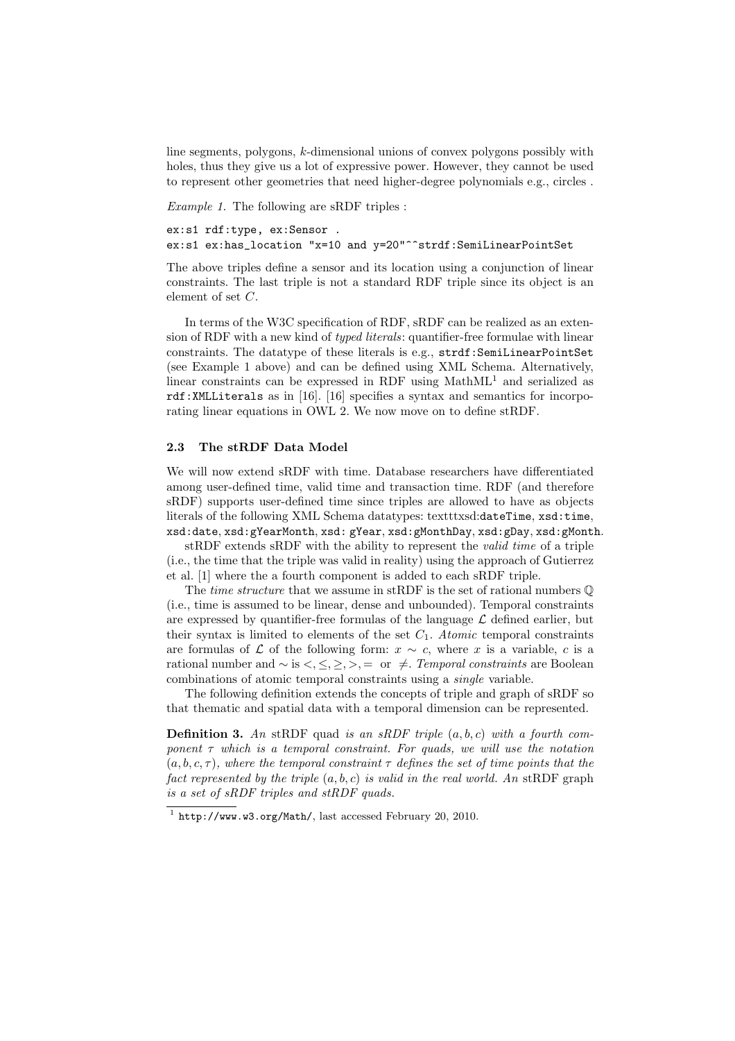line segments, polygons, $k$-dimensional unions of convex polygons possibly with holes, thus they give us a lot of expressive power. However, they cannot be used to represent other geometries that need higher-degree polynomials e.g., circles .

*Example 1.* The following are sRDF triples :

```
ex:s1 rdf:type, ex:Sensor .
ex:s1 ex:has_location "x=10 and y=20"^^strdf:SemiLinearPointSet
```

The above triples define a sensor and its location using a conjunction of linear constraints. The last triple is not a standard RDF triple since its object is an element of set $C$.

In terms of the W3C specification of RDF, sRDF can be realized as an extension of RDF with a new kind of *typed literals*: quantifier-free formulae with linear constraints. The datatype of these literals is e.g., `strdf:SemiLinearPointSet` (see Example 1 above) and can be defined using XML Schema. Alternatively, linear constraints can be expressed in RDF using MathML[1] and serialized as `rdf:XMLLiterals` as in [16]. [16] specifies a syntax and semantics for incorporating linear equations in OWL 2. We now move on to define stRDF.

### 2.3 The stRDF Data Model

We will now extend sRDF with time. Database researchers have differentiated among user-defined time, valid time and transaction time. RDF (and therefore sRDF) supports user-defined time since triples are allowed to have as objects literals of the following XML Schema datatypes: texttt`xsd:dateTime`, `xsd:time`, `xsd:date`, `xsd:gYearMonth`, `xsd: gYear`, `xsd:gMonthDay`, `xsd:gDay`, `xsd:gMonth`.

stRDF extends sRDF with the ability to represent the *valid time* of a triple (i.e., the time that the triple was valid in reality) using the approach of Gutierrez et al. [1] where the a fourth component is added to each sRDF triple.

The *time structure* that we assume in stRDF is the set of rational numbers $\mathbb{Q}$ (i.e., time is assumed to be linear, dense and unbounded). Temporal constraints are expressed by quantifier-free formulas of the language $\mathcal{L}$ defined earlier, but their syntax is limited to elements of the set $C_1$. *Atomic* temporal constraints are formulas of $\mathcal{L}$ of the following form: $x \sim c$, where $x$ is a variable, $c$ is a rational number and $\sim$ is $<, \leq, \geq, >, =$ or $\neq$. *Temporal constraints* are Boolean combinations of atomic temporal constraints using a *single* variable.

The following definition extends the concepts of triple and graph of sRDF so that thematic and spatial data with a temporal dimension can be represented.

**Definition 3.** *An* stRDF quad *is an sRDF triple $(a, b, c)$ with a fourth component $\tau$ which is a temporal constraint. For quads, we will use the notation $(a, b, c, \tau)$, where the temporal constraint $\tau$ defines the set of time points that the fact represented by the triple $(a, b, c)$ is valid in the real world. An* stRDF graph *is a set of sRDF triples and stRDF quads.*

[1] `http://www.w3.org/Math/`, last accessed February 20, 2010.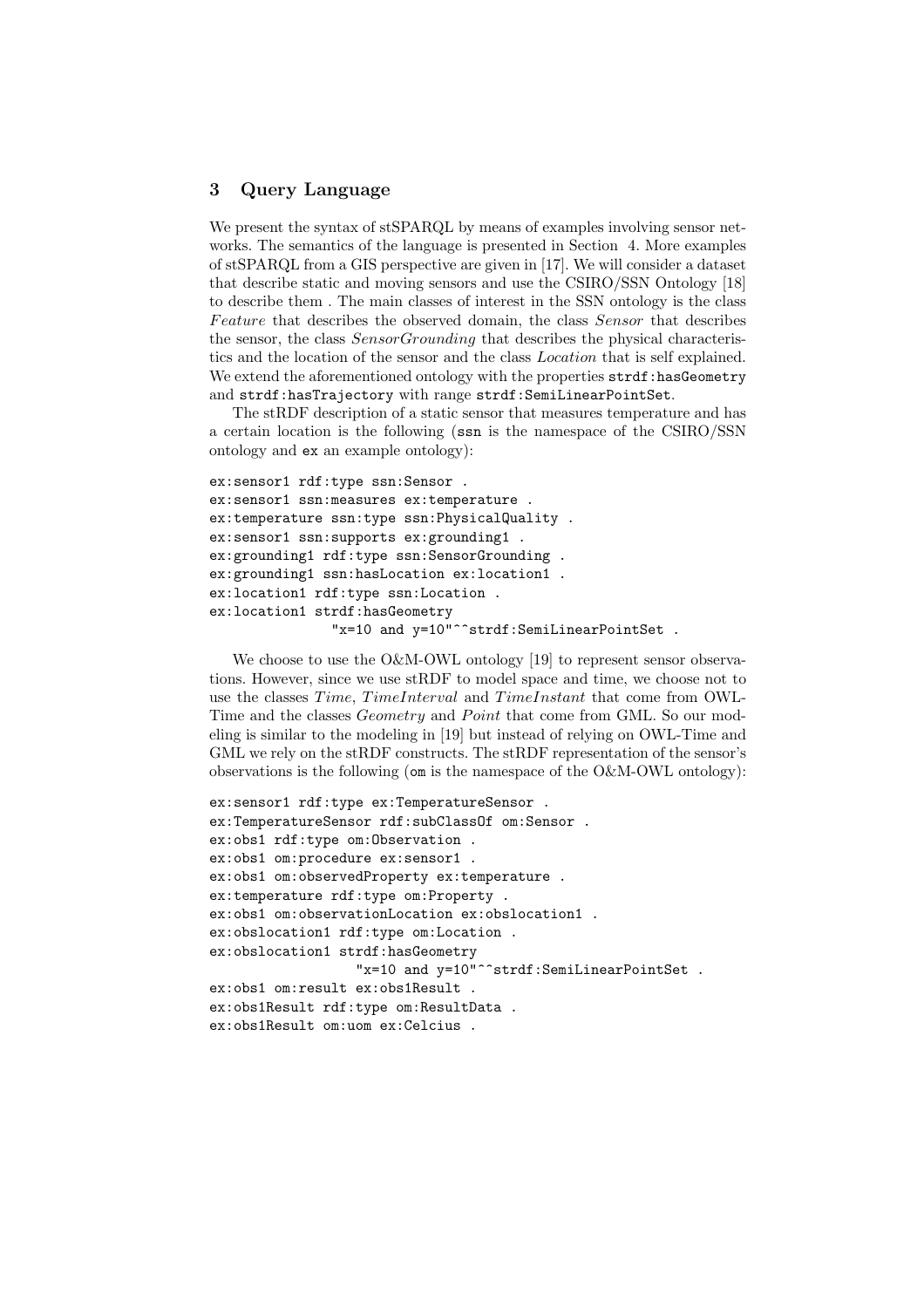## 3 Query Language

We present the syntax of stSPARQL by means of examples involving sensor networks. The semantics of the language is presented in Section 4. More examples of stSPARQL from a GIS perspective are given in [17]. We will consider a dataset that describe static and moving sensors and use the CSIRO/SSN Ontology [18] to describe them . The main classes of interest in the SSN ontology is the class *Feature* that describes the observed domain, the class *Sensor* that describes the sensor, the class *SensorGrounding* that describes the physical characteristics and the location of the sensor and the class *Location* that is self explained. We extend the aforementioned ontology with the properties `strdf:hasGeometry` and `strdf:hasTrajectory` with range `strdf:SemiLinearPointSet`.

The stRDF description of a static sensor that measures temperature and has a certain location is the following (`ssn` is the namespace of the CSIRO/SSN ontology and `ex` an example ontology):

```
ex:sensor1 rdf:type ssn:Sensor .
ex:sensor1 ssn:measures ex:temperature .
ex:temperature ssn:type ssn:PhysicalQuality .
ex:sensor1 ssn:supports ex:grounding1 .
ex:grounding1 rdf:type ssn:SensorGrounding .
ex:grounding1 ssn:hasLocation ex:location1 .
ex:location1 rdf:type ssn:Location .
ex:location1 strdf:hasGeometry
              "x=10 and y=10"^^strdf:SemiLinearPointSet .
```

We choose to use the O&M-OWL ontology [19] to represent sensor observations. However, since we use stRDF to model space and time, we choose not to use the classes *Time*, *TimeInterval* and *TimeInstant* that come from OWL-Time and the classes *Geometry* and *Point* that come from GML. So our modeling is similar to the modeling in [19] but instead of relying on OWL-Time and GML we rely on the stRDF constructs. The stRDF representation of the sensor's observations is the following (`om` is the namespace of the O&M-OWL ontology):

```
ex:sensor1 rdf:type ex:TemperatureSensor .
ex:TemperatureSensor rdf:subClassOf om:Sensor .
ex:obs1 rdf:type om:Observation .
ex:obs1 om:procedure ex:sensor1 .
ex:obs1 om:observedProperty ex:temperature .
ex:temperature rdf:type om:Property .
ex:obs1 om:observationLocation ex:obslocation1 .
ex:obslocation1 rdf:type om:Location .
ex:obslocation1 strdf:hasGeometry
                 "x=10 and y=10"^^strdf:SemiLinearPointSet .
ex:obs1 om:result ex:obs1Result .
ex:obs1Result rdf:type om:ResultData .
ex:obs1Result om:uom ex:Celcius .
```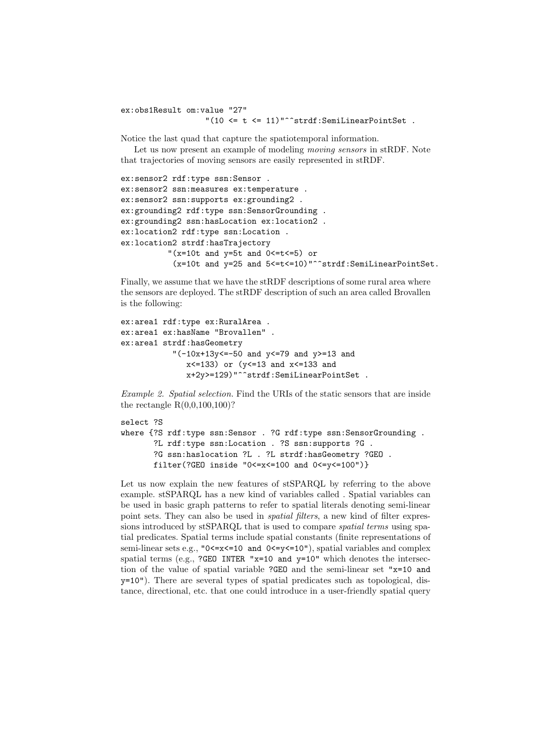```
ex:obs1Result om:value "27"
                 "(10 <= t <= 11)"^^strdf:SemiLinearPointSet .
```

Notice the last quad that capture the spatiotemporal information.

Let us now present an example of modeling *moving sensors* in stRDF. Note that trajectories of moving sensors are easily represented in stRDF.

```
ex:sensor2 rdf:type ssn:Sensor .
ex:sensor2 ssn:measures ex:temperature .
ex:sensor2 ssn:supports ex:grounding2 .
ex:grounding2 rdf:type ssn:SensorGrounding .
ex:grounding2 ssn:hasLocation ex:location2 .
ex:location2 rdf:type ssn:Location .
ex:location2 strdf:hasTrajectory
          "(x=10t and y=5t and 0<=t<=5) or
           (x=10t and y=25 and 5<=t<=10)"^^strdf:SemiLinearPointSet.
```

Finally, we assume that we have the stRDF descriptions of some rural area where the sensors are deployed. The stRDF description of such an area called Brovallen is the following:

```
ex:area1 rdf:type ex:RuralArea .
ex:area1 ex:hasName "Brovallen" .
ex:area1 strdf:hasGeometry
           "(-10x+13y<=-50 and y<=79 and y>=13 and
              x<=133) or (y<=13 and x<=133 and
              x+2y>=129)"^^strdf:SemiLinearPointSet .
```

*Example 2. Spatial selection.* Find the URIs of the static sensors that are inside the rectangle R(0,0,100,100)?

```
select ?S
where {?S rdf:type ssn:Sensor . ?G rdf:type ssn:SensorGrounding .
       ?L rdf:type ssn:Location . ?S ssn:supports ?G .
       ?G ssn:haslocation ?L . ?L strdf:hasGeometry ?GEO .
       filter(?GEO inside "0<=x<=100 and 0<=y<=100")}
```

Let us now explain the new features of stSPARQL by referring to the above example. stSPARQL has a new kind of variables called . Spatial variables can be used in basic graph patterns to refer to spatial literals denoting semi-linear point sets. They can also be used in *spatial filters*, a new kind of filter expressions introduced by stSPARQL that is used to compare *spatial terms* using spatial predicates. Spatial terms include spatial constants (finite representations of semi-linear sets e.g., `"0<=x<=10 and 0<=y<=10"`), spatial variables and complex spatial terms (e.g., `?GEO INTER "x=10 and y=10"` which denotes the intersection of the value of spatial variable `?GEO` and the semi-linear set `"x=10 and y=10"`). There are several types of spatial predicates such as topological, distance, directional, etc. that one could introduce in a user-friendly spatial query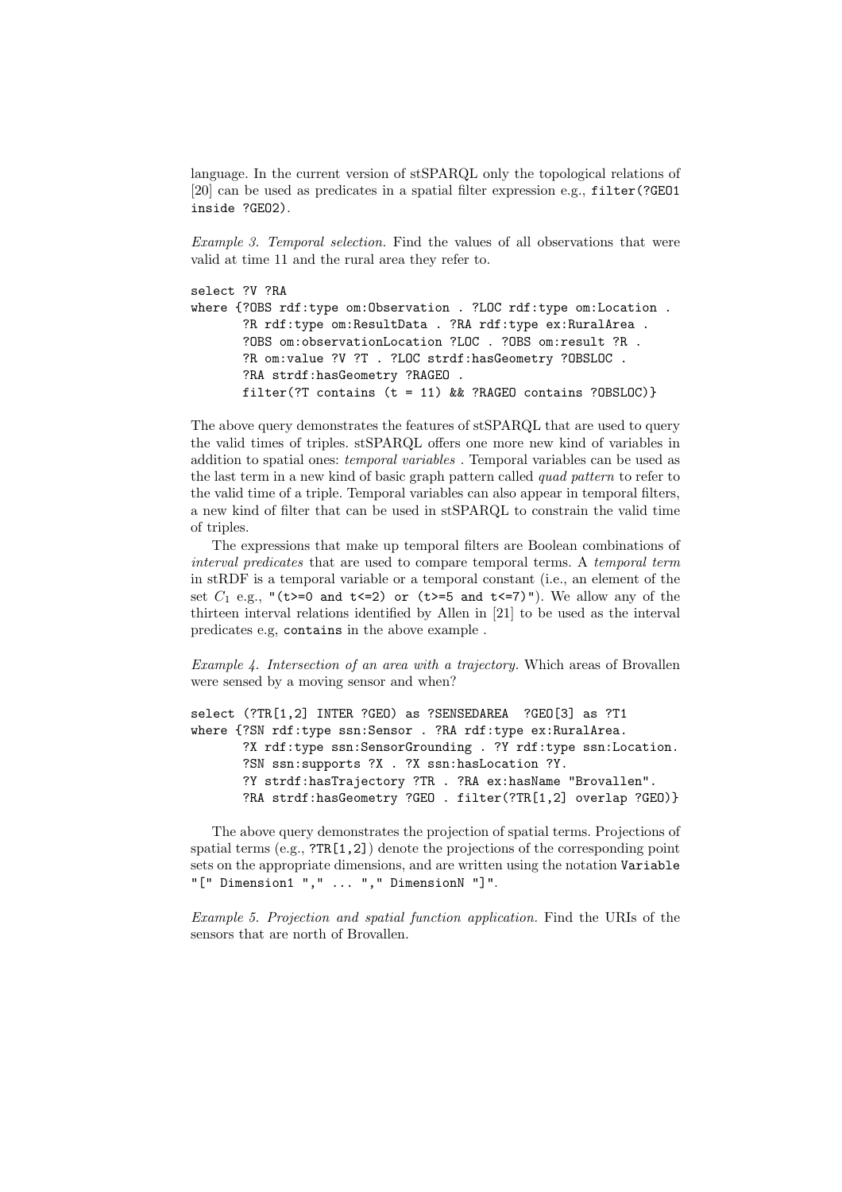language. In the current version of stSPARQL only the topological relations of [20] can be used as predicates in a spatial filter expression e.g., `filter(?GEO1 inside ?GEO2)`.

*Example 3. Temporal selection.* Find the values of all observations that were valid at time 11 and the rural area they refer to.

```
select ?V ?RA
where {?OBS rdf:type om:Observation . ?LOC rdf:type om:Location .
       ?R rdf:type om:ResultData . ?RA rdf:type ex:RuralArea .
       ?OBS om:observationLocation ?LOC . ?OBS om:result ?R .
       ?R om:value ?V ?T . ?LOC strdf:hasGeometry ?OBSLOC .
       ?RA strdf:hasGeometry ?RAGEO .
       filter(?T contains (t = 11) && ?RAGEO contains ?OBSLOC)}
```

The above query demonstrates the features of stSPARQL that are used to query the valid times of triples. stSPARQL offers one more new kind of variables in addition to spatial ones: *temporal variables* . Temporal variables can be used as the last term in a new kind of basic graph pattern called *quad pattern* to refer to the valid time of a triple. Temporal variables can also appear in temporal filters, a new kind of filter that can be used in stSPARQL to constrain the valid time of triples.

The expressions that make up temporal filters are Boolean combinations of *interval predicates* that are used to compare temporal terms. A *temporal term* in stRDF is a temporal variable or a temporal constant (i.e., an element of the set $C_1$ e.g., `"(t>=0 and t<=2) or (t>=5 and t<=7)"`). We allow any of the thirteen interval relations identified by Allen in [21] to be used as the interval predicates e.g, `contains` in the above example .

*Example 4. Intersection of an area with a trajectory.* Which areas of Brovallen were sensed by a moving sensor and when?

```
select (?TR[1,2] INTER ?GEO) as ?SENSEDAREA  ?GEO[3] as ?T1
where {?SN rdf:type ssn:Sensor . ?RA rdf:type ex:RuralArea.
       ?X rdf:type ssn:SensorGrounding . ?Y rdf:type ssn:Location.
       ?SN ssn:supports ?X . ?X ssn:hasLocation ?Y.
       ?Y strdf:hasTrajectory ?TR . ?RA ex:hasName "Brovallen".
       ?RA strdf:hasGeometry ?GEO . filter(?TR[1,2] overlap ?GEO)}
```

The above query demonstrates the projection of spatial terms. Projections of spatial terms (e.g., `?TR[1,2]`) denote the projections of the corresponding point sets on the appropriate dimensions, and are written using the notation `Variable "[" Dimension1 "," ... "," DimensionN "]"`.

*Example 5. Projection and spatial function application.* Find the URIs of the sensors that are north of Brovallen.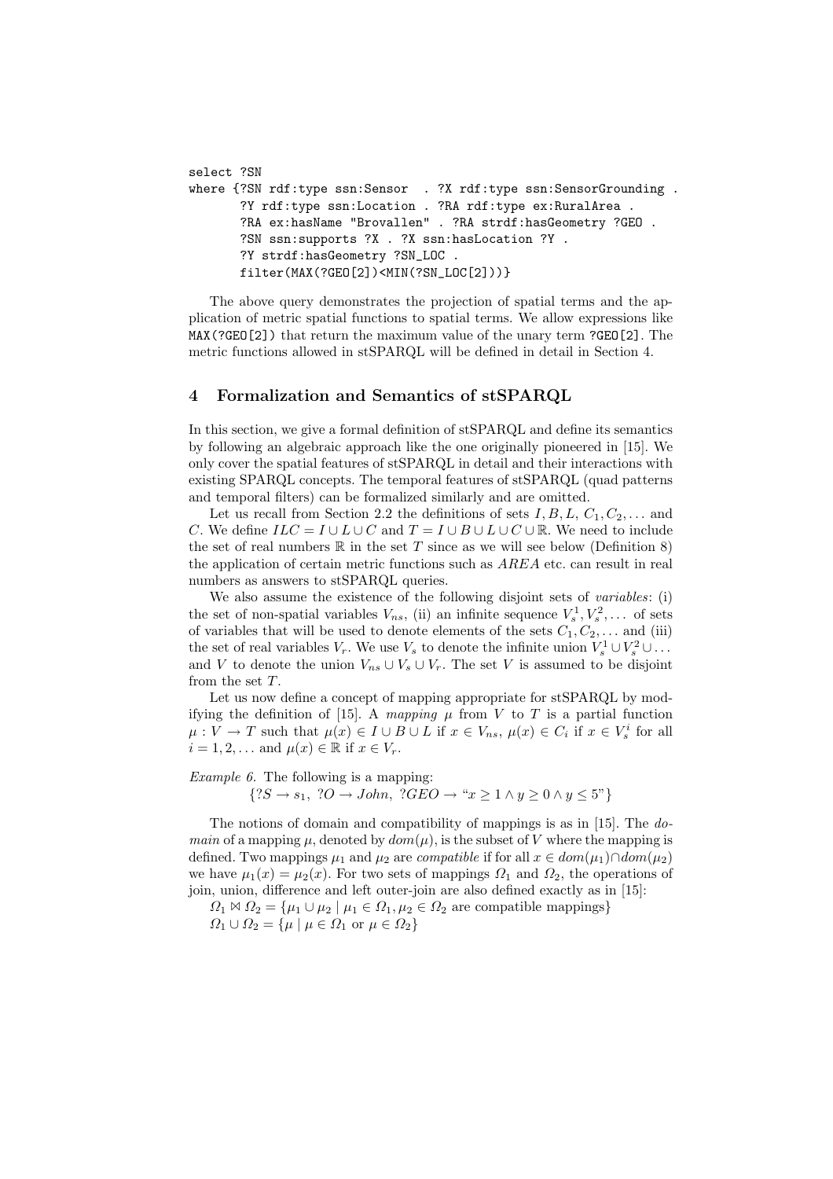```
select ?SN
where {?SN rdf:type ssn:Sensor  . ?X rdf:type ssn:SensorGrounding .
       ?Y rdf:type ssn:Location . ?RA rdf:type ex:RuralArea .
       ?RA ex:hasName "Brovallen" . ?RA strdf:hasGeometry ?GEO .
       ?SN ssn:supports ?X . ?X ssn:hasLocation ?Y .
       ?Y strdf:hasGeometry ?SN_LOC .
       filter(MAX(?GEO[2])<MIN(?SN_LOC[2]))}
```

The above query demonstrates the projection of spatial terms and the application of metric spatial functions to spatial terms. We allow expressions like `MAX(?GEO[2])` that return the maximum value of the unary term `?GEO[2]`. The metric functions allowed in stSPARQL will be defined in detail in Section 4.

## 4 Formalization and Semantics of stSPARQL

In this section, we give a formal definition of stSPARQL and define its semantics by following an algebraic approach like the one originally pioneered in [15]. We only cover the spatial features of stSPARQL in detail and their interactions with existing SPARQL concepts. The temporal features of stSPARQL (quad patterns and temporal filters) can be formalized similarly and are omitted.

Let us recall from Section 2.2 the definitions of sets $I, B, L, C_1, C_2, \dots$ and $C$. We define $ILC = I \cup L \cup C$ and $T = I \cup B \cup L \cup C \cup \mathbb{R}$. We need to include the set of real numbers $\mathbb{R}$ in the set $T$ since as we will see below (Definition 8) the application of certain metric functions such as $AREA$ etc. can result in real numbers as answers to stSPARQL queries.

We also assume the existence of the following disjoint sets of *variables*: (i) the set of non-spatial variables $V_{ns}$, (ii) an infinite sequence $V_s^1, V_s^2, \dots$ of sets of variables that will be used to denote elements of the sets $C_1, C_2, \dots$ and (iii) the set of real variables $V_r$. We use $V_s$ to denote the infinite union $V_s^1 \cup V_s^2 \cup \dots$ and $V$ to denote the union $V_{ns} \cup V_s \cup V_r$. The set $V$ is assumed to be disjoint from the set $T$.

Let us now define a concept of mapping appropriate for stSPARQL by modifying the definition of [15]. A *mapping* $\mu$ from $V$ to $T$ is a partial function $\mu : V \to T$ such that $\mu(x) \in I \cup B \cup L$ if $x \in V_{ns}$, $\mu(x) \in C_i$ if $x \in V_s^i$ for all $i = 1, 2, \dots$ and $\mu(x) \in \mathbb{R}$ if $x \in V_r$.

*Example 6.* The following is a mapping:

$$\{?S \to s_1,\ ?O \to John,\ ?GEO \to \text{“}x \geq 1 \wedge y \geq 0 \wedge y \leq 5\text{”}\}$$

The notions of domain and compatibility of mappings is as in [15]. The *domain* of a mapping $\mu$, denoted by $dom(\mu)$, is the subset of $V$ where the mapping is defined. Two mappings $\mu_1$ and $\mu_2$ are *compatible* if for all $x \in dom(\mu_1) \cap dom(\mu_2)$ we have $\mu_1(x) = \mu_2(x)$. For two sets of mappings $\Omega_1$ and $\Omega_2$, the operations of join, union, difference and left outer-join are also defined exactly as in [15]:

$\Omega_1 \bowtie \Omega_2 = \{\mu_1 \cup \mu_2 \mid \mu_1 \in \Omega_1, \mu_2 \in \Omega_2 \text{ are compatible mappings}\}$

$\Omega_1 \cup \Omega_2 = \{\mu \mid \mu \in \Omega_1 \text{ or } \mu \in \Omega_2\}$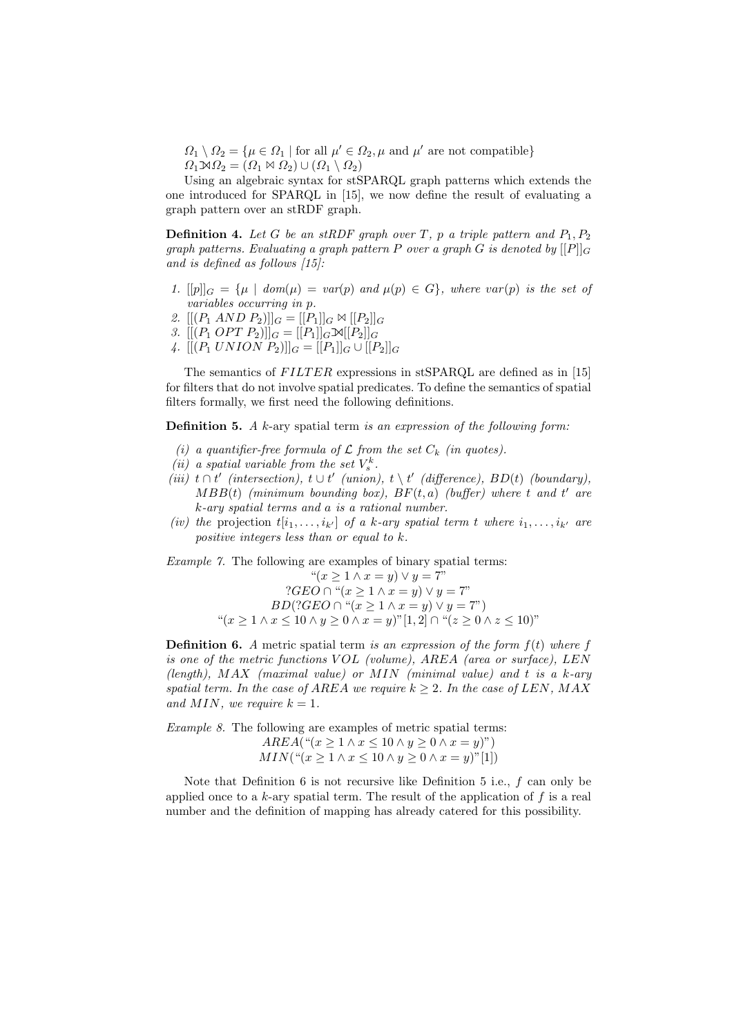$\Omega_1 \setminus \Omega_2 = \{\mu \in \Omega_1 \mid \text{for all } \mu' \in \Omega_2, \mu \text{ and } \mu' \text{ are not compatible}\}$
$\Omega_1 ⟕ \Omega_2 = (\Omega_1 \bowtie \Omega_2) \cup (\Omega_1 \setminus \Omega_2)$

Using an algebraic syntax for stSPARQL graph patterns which extends the one introduced for SPARQL in [15], we now define the result of evaluating a graph pattern over an stRDF graph.

**Definition 4.** *Let $G$ be an stRDF graph over $T$, $p$ a triple pattern and $P_1, P_2$ graph patterns. Evaluating a graph pattern $P$ over a graph $G$ is denoted by $[[P]]_G$ and is defined as follows [15]:*

1. $[[p]]_G = \{\mu \mid dom(\mu) = var(p) \text{ and } \mu(p) \in G\}$*, where $var(p)$ is the set of variables occurring in $p$.*
2. $[[(P_1\ AND\ P_2)]]_G = [[P_1]]_G \bowtie [[P_2]]_G$
3. $[[(P_1\ OPT\ P_2)]]_G = [[P_1]]_G ⟕ [[P_2]]_G$
4. $[[(P_1\ UNION\ P_2)]]_G = [[P_1]]_G \cup [[P_2]]_G$

The semantics of $FILTER$ expressions in stSPARQL are defined as in [15] for filters that do not involve spatial predicates. To define the semantics of spatial filters formally, we first need the following definitions.

**Definition 5.** *A* $k$-ary spatial term *is an expression of the following form:*

*(i) a quantifier-free formula of $\mathcal{L}$ from the set $C_k$ (in quotes).*
*(ii) a spatial variable from the set $V_s^k$.*
*(iii) $t \cap t'$ (intersection), $t \cup t'$ (union), $t \setminus t'$ (difference), $BD(t)$ (boundary), $MBB(t)$ (minimum bounding box), $BF(t, a)$ (buffer) where $t$ and $t'$ are $k$-ary spatial terms and $a$ is a rational number.*
*(iv) the* projection *$t[i_1, \ldots, i_{k'}]$ of a $k$-ary spatial term $t$ where $i_1, \ldots, i_{k'}$ are positive integers less than or equal to $k$.*

*Example 7.* The following are examples of binary spatial terms:

$$\text{“}(x \geq 1 \land x = y) \lor y = 7\text{”}$$
$$?GEO \cap \text{“}(x \geq 1 \land x = y) \lor y = 7\text{”}$$
$$BD(?GEO \cap \text{“}(x \geq 1 \land x = y) \lor y = 7\text{”})$$
$$\text{“}(x \geq 1 \land x \leq 10 \land y \geq 0 \land x = y)\text{”}[1, 2] \cap \text{“}(z \geq 0 \land z \leq 10)\text{”}$$

**Definition 6.** *A* metric spatial term *is an expression of the form $f(t)$ where $f$ is one of the metric functions $VOL$ (volume), $AREA$ (area or surface), $LEN$ (length), $MAX$ (maximal value) or $MIN$ (minimal value) and $t$ is a $k$-ary spatial term. In the case of $AREA$ we require $k \geq 2$. In the case of $LEN$, $MAX$ and $MIN$, we require $k = 1$.*

*Example 8.* The following are examples of metric spatial terms:

$$AREA(\text{“}(x \geq 1 \land x \leq 10 \land y \geq 0 \land x = y)\text{”})$$
$$MIN(\text{“}(x \geq 1 \land x \leq 10 \land y \geq 0 \land x = y)\text{”}[1])$$

Note that Definition 6 is not recursive like Definition 5 i.e., $f$ can only be applied once to a $k$-ary spatial term. The result of the application of $f$ is a real number and the definition of mapping has already catered for this possibility.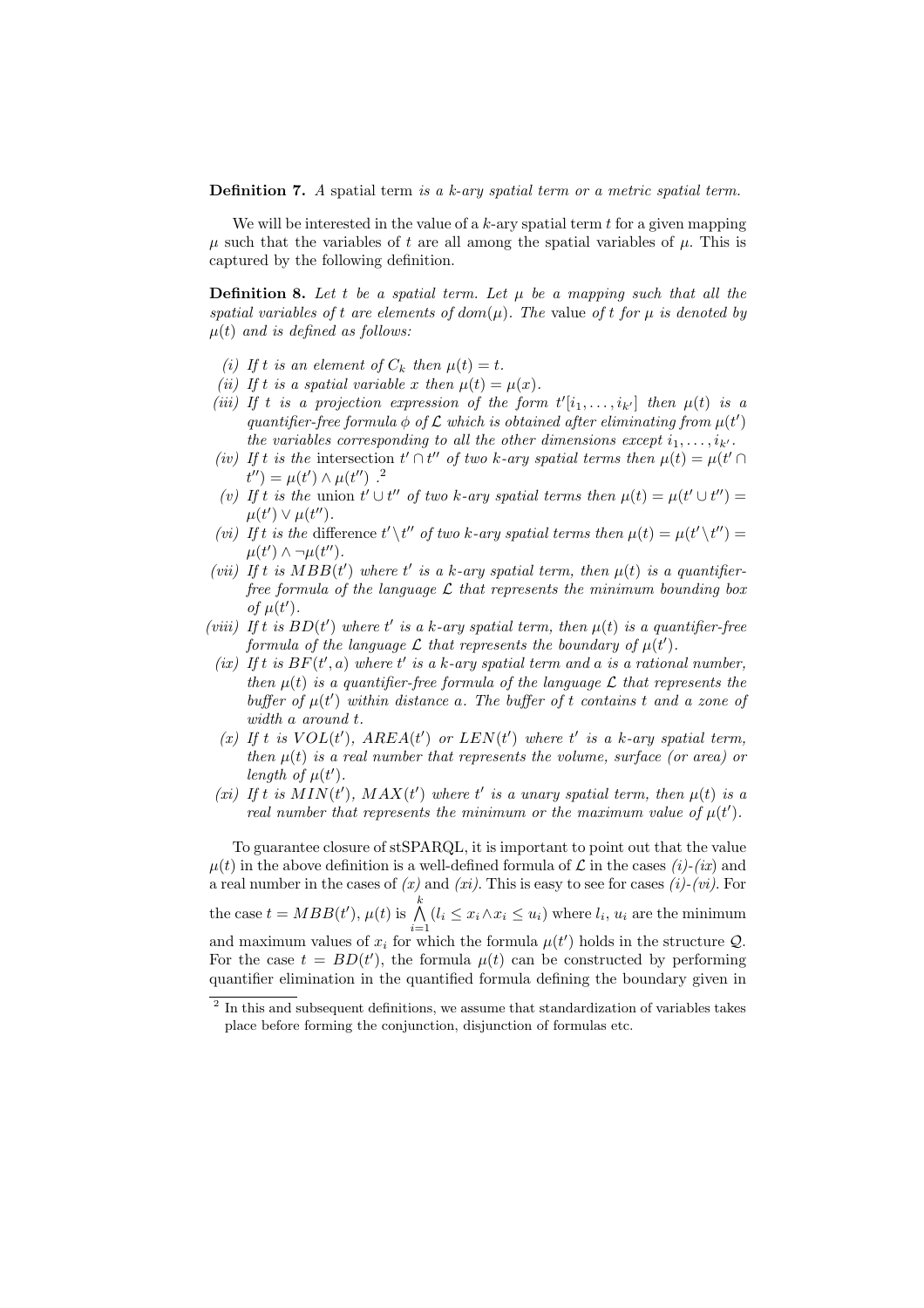**Definition 7.** *A* spatial term *is a k-ary spatial term or a metric spatial term.*

We will be interested in the value of a $k$-ary spatial term $t$ for a given mapping $\mu$ such that the variables of $t$ are all among the spatial variables of $\mu$. This is captured by the following definition.

**Definition 8.** *Let $t$ be a spatial term. Let $\mu$ be a mapping such that all the spatial variables of $t$ are elements of $dom(\mu)$. The* value *of $t$ for $\mu$ is denoted by $\mu(t)$ and is defined as follows:*

*(i) If $t$ is an element of $C_k$ then $\mu(t) = t$.*

*(ii) If $t$ is a spatial variable $x$ then $\mu(t) = \mu(x)$.*

*(iii) If $t$ is a projection expression of the form $t'[i_1, \dots, i_{k'}]$ then $\mu(t)$ is a quantifier-free formula $\phi$ of $\mathcal{L}$ which is obtained after eliminating from $\mu(t')$ the variables corresponding to all the other dimensions except $i_1, \dots, i_{k'}$.*

*(iv) If $t$ is the* intersection *$t' \cap t''$ of two $k$-ary spatial terms then $\mu(t) = \mu(t' \cap t'') = \mu(t') \wedge \mu(t'')$.*[2]

*(v) If $t$ is the* union *$t' \cup t''$ of two $k$-ary spatial terms then $\mu(t) = \mu(t' \cup t'') = \mu(t') \vee \mu(t'')$.*

*(vi) If $t$ is the* difference *$t' \setminus t''$ of two $k$-ary spatial terms then $\mu(t) = \mu(t' \setminus t'') = \mu(t') \wedge \neg\mu(t'')$.*

*(vii) If $t$ is $MBB(t')$ where $t'$ is a $k$-ary spatial term, then $\mu(t)$ is a quantifier-free formula of the language $\mathcal{L}$ that represents the minimum bounding box of $\mu(t')$.*

*(viii) If $t$ is $BD(t')$ where $t'$ is a $k$-ary spatial term, then $\mu(t)$ is a quantifier-free formula of the language $\mathcal{L}$ that represents the boundary of $\mu(t')$.*

*(ix) If $t$ is $BF(t', a)$ where $t'$ is a $k$-ary spatial term and $a$ is a rational number, then $\mu(t)$ is a quantifier-free formula of the language $\mathcal{L}$ that represents the buffer of $\mu(t')$ within distance $a$. The buffer of $t$ contains $t$ and a zone of width $a$ around $t$.*

*(x) If $t$ is $VOL(t')$, $AREA(t')$ or $LEN(t')$ where $t'$ is a $k$-ary spatial term, then $\mu(t)$ is a real number that represents the volume, surface (or area) or length of $\mu(t')$.*

*(xi) If $t$ is $MIN(t')$, $MAX(t')$ where $t'$ is a unary spatial term, then $\mu(t)$ is a real number that represents the minimum or the maximum value of $\mu(t')$.*

To guarantee closure of stSPARQL, it is important to point out that the value $\mu(t)$ in the above definition is a well-defined formula of $\mathcal{L}$ in the cases *(i)*-*(ix)* and a real number in the cases of *(x)* and *(xi)*. This is easy to see for cases *(i)*-*(vi)*. For the case $t = MBB(t')$, $\mu(t)$ is $\bigwedge_{i=1}^{k} (l_i \leq x_i \wedge x_i \leq u_i)$ where $l_i$, $u_i$ are the minimum and maximum values of $x_i$ for which the formula $\mu(t')$ holds in the structure $\mathcal{Q}$. For the case $t = BD(t')$, the formula $\mu(t)$ can be constructed by performing quantifier elimination in the quantified formula defining the boundary given in

[2] In this and subsequent definitions, we assume that standardization of variables takes place before forming the conjunction, disjunction of formulas etc.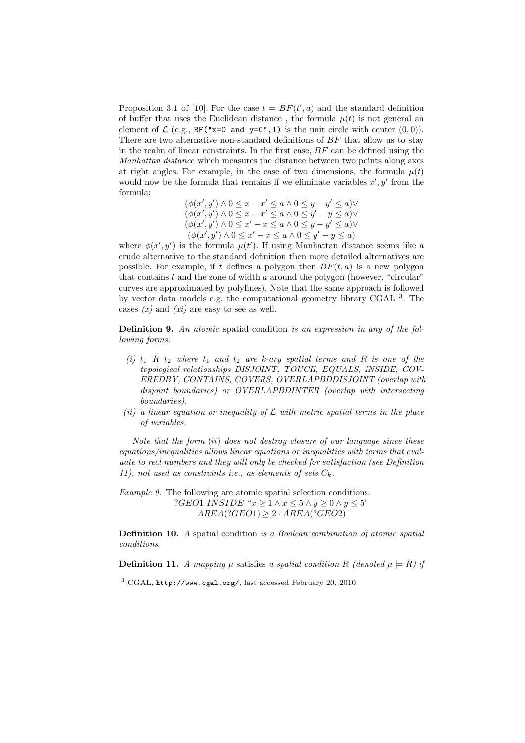Proposition 3.1 of [10]. For the case $t = BF(t', a)$ and the standard definition of buffer that uses the Euclidean distance , the formula $\mu(t)$ is not general an element of $\mathcal{L}$ (e.g., `BF("x=0 and y=0",1)` is the unit circle with center $(0,0)$). There are two alternative non-standard definitions of $BF$ that allow us to stay in the realm of linear constraints. In the first case, $BF$ can be defined using the *Manhattan distance* which measures the distance between two points along axes at right angles. For example, in the case of two dimensions, the formula $\mu(t)$ would now be the formula that remains if we eliminate variables $x', y'$ from the formula:

$$
\begin{array}{c}
(\phi(x',y') \wedge 0 \leq x - x' \leq a \wedge 0 \leq y - y' \leq a) \vee \\
(\phi(x',y') \wedge 0 \leq x - x' \leq a \wedge 0 \leq y' - y \leq a) \vee \\
(\phi(x',y') \wedge 0 \leq x' - x \leq a \wedge 0 \leq y - y' \leq a) \vee \\
(\phi(x',y') \wedge 0 \leq x' - x \leq a \wedge 0 \leq y' - y \leq a)
\end{array}
$$

where $\phi(x', y')$ is the formula $\mu(t')$. If using Manhattan distance seems like a crude alternative to the standard definition then more detailed alternatives are possible. For example, if $t$ defines a polygon then $BF(t, a)$ is a new polygon that contains $t$ and the zone of width $a$ around the polygon (however, "circular" curves are approximated by polylines). Note that the same approach is followed by vector data models e.g. the computational geometry library CGAL [3]. The cases *(x)* and *(xi)* are easy to see as well.

**Definition 9.** *An atomic* spatial condition *is an expression in any of the following forms:*

- *(i) $t_1$ $R$ $t_2$ where $t_1$ and $t_2$ are k-ary spatial terms and $R$ is one of the topological relationships DISJOINT, TOUCH, EQUALS, INSIDE, COVEREDBY, CONTAINS, COVERS, OVERLAPBDDISJOINT (overlap with disjoint boundaries) or OVERLAPBDINTER (overlap with intersecting boundaries).*
- *(ii) a linear equation or inequality of $\mathcal{L}$ with metric spatial terms in the place of variables.*

*Note that the form (ii) does not destroy closure of our language since these equations/inequalities allows linear equations or inequalities with terms that evaluate to real numbers and they will only be checked for satisfaction (see Definition 11), not used as constraints i.e., as elements of sets $C_k$.*

*Example 9.* The following are atomic spatial selection conditions:

$$?GEO1 \ INSIDE \ \text{“}x \geq 1 \wedge x \leq 5 \wedge y \geq 0 \wedge y \leq 5\text{”}$$

$$AREA(?GEO1) \geq 2 \cdot AREA(?GEO2)$$

**Definition 10.** *A* spatial condition *is a Boolean combination of atomic spatial conditions.*

**Definition 11.** *A mapping $\mu$* satisfies *a spatial condition $R$ (denoted $\mu \models R$) if*

[3] CGAL, `http://www.cgal.org/`, last accessed February 20, 2010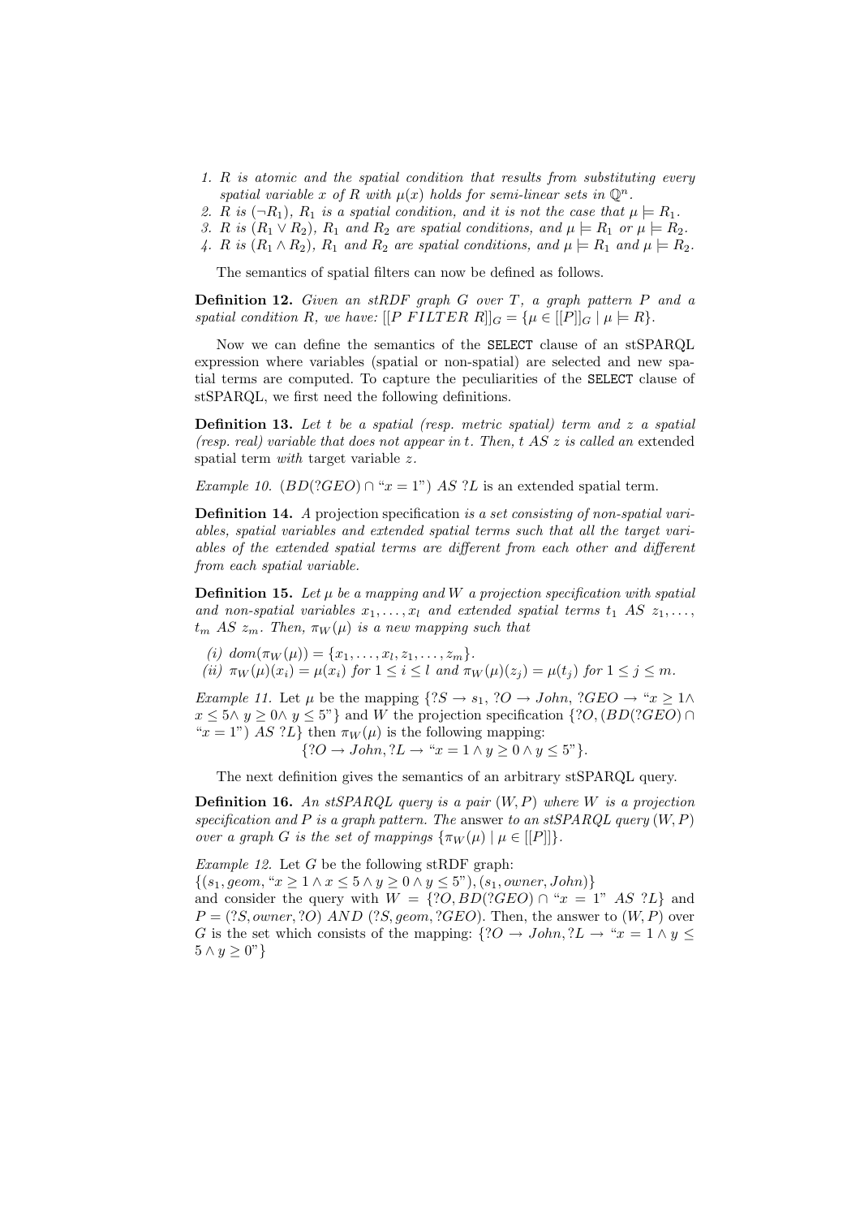1. *$R$ is atomic and the spatial condition that results from substituting every spatial variable $x$ of $R$ with $\mu(x)$ holds for semi-linear sets in $\mathbb{Q}^n$.*
2. *$R$ is $(\neg R_1)$, $R_1$ is a spatial condition, and it is not the case that $\mu \models R_1$.*
3. *$R$ is $(R_1 \vee R_2)$, $R_1$ and $R_2$ are spatial conditions, and $\mu \models R_1$ or $\mu \models R_2$.*
4. *$R$ is $(R_1 \wedge R_2)$, $R_1$ and $R_2$ are spatial conditions, and $\mu \models R_1$ and $\mu \models R_2$.*

The semantics of spatial filters can now be defined as follows.

**Definition 12.** *Given an stRDF graph $G$ over $T$, a graph pattern $P$ and a spatial condition $R$, we have: $[[P\ FILTER\ R]]_G = \{\mu \in [[P]]_G \mid \mu \models R\}$.*

Now we can define the semantics of the `SELECT` clause of an stSPARQL expression where variables (spatial or non-spatial) are selected and new spatial terms are computed. To capture the peculiarities of the `SELECT` clause of stSPARQL, we first need the following definitions.

**Definition 13.** *Let $t$ be a spatial (resp. metric spatial) term and $z$ a spatial (resp. real) variable that does not appear in $t$. Then, $t\ AS\ z$ is called an* extended spatial term *with* target variable *$z$.*

*Example 10.* $(BD(?GEO) \cap \text{“}x = 1\text{”})\ AS\ ?L$ is an extended spatial term.

**Definition 14.** *A* projection specification *is a set consisting of non-spatial variables, spatial variables and extended spatial terms such that all the target variables of the extended spatial terms are different from each other and different from each spatial variable.*

**Definition 15.** *Let $\mu$ be a mapping and $W$ a projection specification with spatial and non-spatial variables $x_1, \ldots, x_l$ and extended spatial terms $t_1\ AS\ z_1, \ldots, t_m\ AS\ z_m$. Then, $\pi_W(\mu)$ is a new mapping such that*

*(i) $dom(\pi_W(\mu)) = \{x_1, \ldots, x_l, z_1, \ldots, z_m\}$.*
*(ii) $\pi_W(\mu)(x_i) = \mu(x_i)$ for $1 \leq i \leq l$ and $\pi_W(\mu)(z_j) = \mu(t_j)$ for $1 \leq j \leq m$.*

*Example 11.* Let $\mu$ be the mapping $\{?S \rightarrow s_1,\ ?O \rightarrow John,\ ?GEO \rightarrow \text{“}x \geq 1 \wedge x \leq 5 \wedge y \geq 0 \wedge y \leq 5\text{”}\}$ and $W$ the projection specification $\{?O, (BD(?GEO) \cap \text{“}x = 1\text{”})\ AS\ ?L\}$ then $\pi_W(\mu)$ is the following mapping:

$$\{?O \rightarrow John, ?L \rightarrow \text{“}x = 1 \wedge y \geq 0 \wedge y \leq 5\text{”}\}.$$

The next definition gives the semantics of an arbitrary stSPARQL query.

**Definition 16.** *An stSPARQL query is a pair $(W, P)$ where $W$ is a projection specification and $P$ is a graph pattern. The* answer *to an stSPARQL query $(W, P)$ over a graph $G$ is the set of mappings $\{\pi_W(\mu) \mid \mu \in [[P]]\}$.*

*Example 12.* Let $G$ be the following stRDF graph:
$\{(s_1, geom, \text{“}x \geq 1 \wedge x \leq 5 \wedge y \geq 0 \wedge y \leq 5\text{”}), (s_1, owner, John)\}$
and consider the query with $W = \{?O, BD(?GEO) \cap \text{“}x = 1\text{”}\ AS\ ?L\}$ and $P = (?S, owner, ?O)\ AND\ (?S, geom, ?GEO)$. Then, the answer to $(W, P)$ over $G$ is the set which consists of the mapping: $\{?O \rightarrow John, ?L \rightarrow \text{“}x = 1 \wedge y \leq 5 \wedge y \geq 0\text{”}\}$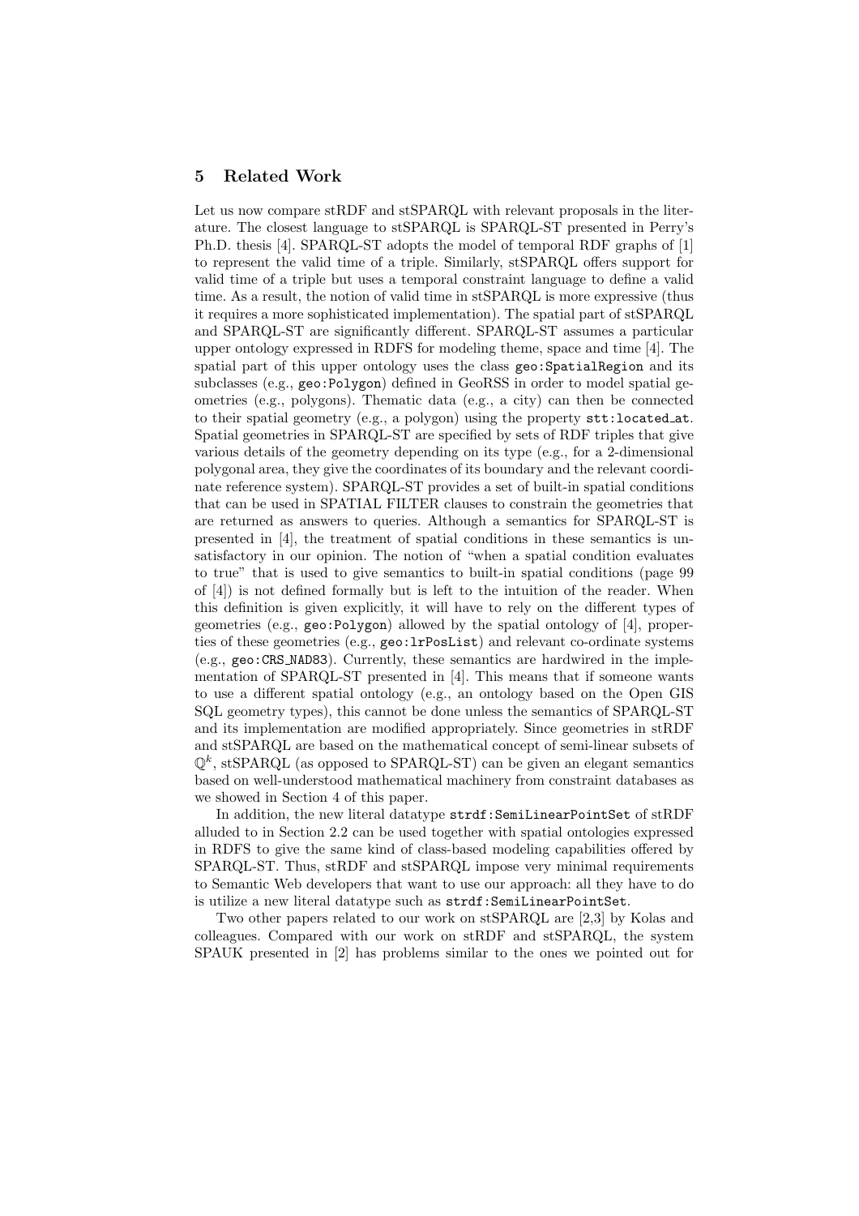## 5 Related Work

Let us now compare stRDF and stSPARQL with relevant proposals in the literature. The closest language to stSPARQL is SPARQL-ST presented in Perry's Ph.D. thesis [4]. SPARQL-ST adopts the model of temporal RDF graphs of [1] to represent the valid time of a triple. Similarly, stSPARQL offers support for valid time of a triple but uses a temporal constraint language to define a valid time. As a result, the notion of valid time in stSPARQL is more expressive (thus it requires a more sophisticated implementation). The spatial part of stSPARQL and SPARQL-ST are significantly different. SPARQL-ST assumes a particular upper ontology expressed in RDFS for modeling theme, space and time [4]. The spatial part of this upper ontology uses the class `geo:SpatialRegion` and its subclasses (e.g., `geo:Polygon`) defined in GeoRSS in order to model spatial geometries (e.g., polygons). Thematic data (e.g., a city) can then be connected to their spatial geometry (e.g., a polygon) using the property `stt:located_at`. Spatial geometries in SPARQL-ST are specified by sets of RDF triples that give various details of the geometry depending on its type (e.g., for a 2-dimensional polygonal area, they give the coordinates of its boundary and the relevant coordinate reference system). SPARQL-ST provides a set of built-in spatial conditions that can be used in SPATIAL FILTER clauses to constrain the geometries that are returned as answers to queries. Although a semantics for SPARQL-ST is presented in [4], the treatment of spatial conditions in these semantics is unsatisfactory in our opinion. The notion of "when a spatial condition evaluates to true" that is used to give semantics to built-in spatial conditions (page 99 of [4]) is not defined formally but is left to the intuition of the reader. When this definition is given explicitly, it will have to rely on the different types of geometries (e.g., `geo:Polygon`) allowed by the spatial ontology of [4], properties of these geometries (e.g., `geo:lrPosList`) and relevant co-ordinate systems (e.g., `geo:CRS_NAD83`). Currently, these semantics are hardwired in the implementation of SPARQL-ST presented in [4]. This means that if someone wants to use a different spatial ontology (e.g., an ontology based on the Open GIS SQL geometry types), this cannot be done unless the semantics of SPARQL-ST and its implementation are modified appropriately. Since geometries in stRDF and stSPARQL are based on the mathematical concept of semi-linear subsets of $\mathbb{Q}^k$, stSPARQL (as opposed to SPARQL-ST) can be given an elegant semantics based on well-understood mathematical machinery from constraint databases as we showed in Section 4 of this paper.

In addition, the new literal datatype `strdf:SemiLinearPointSet` of stRDF alluded to in Section 2.2 can be used together with spatial ontologies expressed in RDFS to give the same kind of class-based modeling capabilities offered by SPARQL-ST. Thus, stRDF and stSPARQL impose very minimal requirements to Semantic Web developers that want to use our approach: all they have to do is utilize a new literal datatype such as `strdf:SemiLinearPointSet`.

Two other papers related to our work on stSPARQL are [2,3] by Kolas and colleagues. Compared with our work on stRDF and stSPARQL, the system SPAUK presented in [2] has problems similar to the ones we pointed out for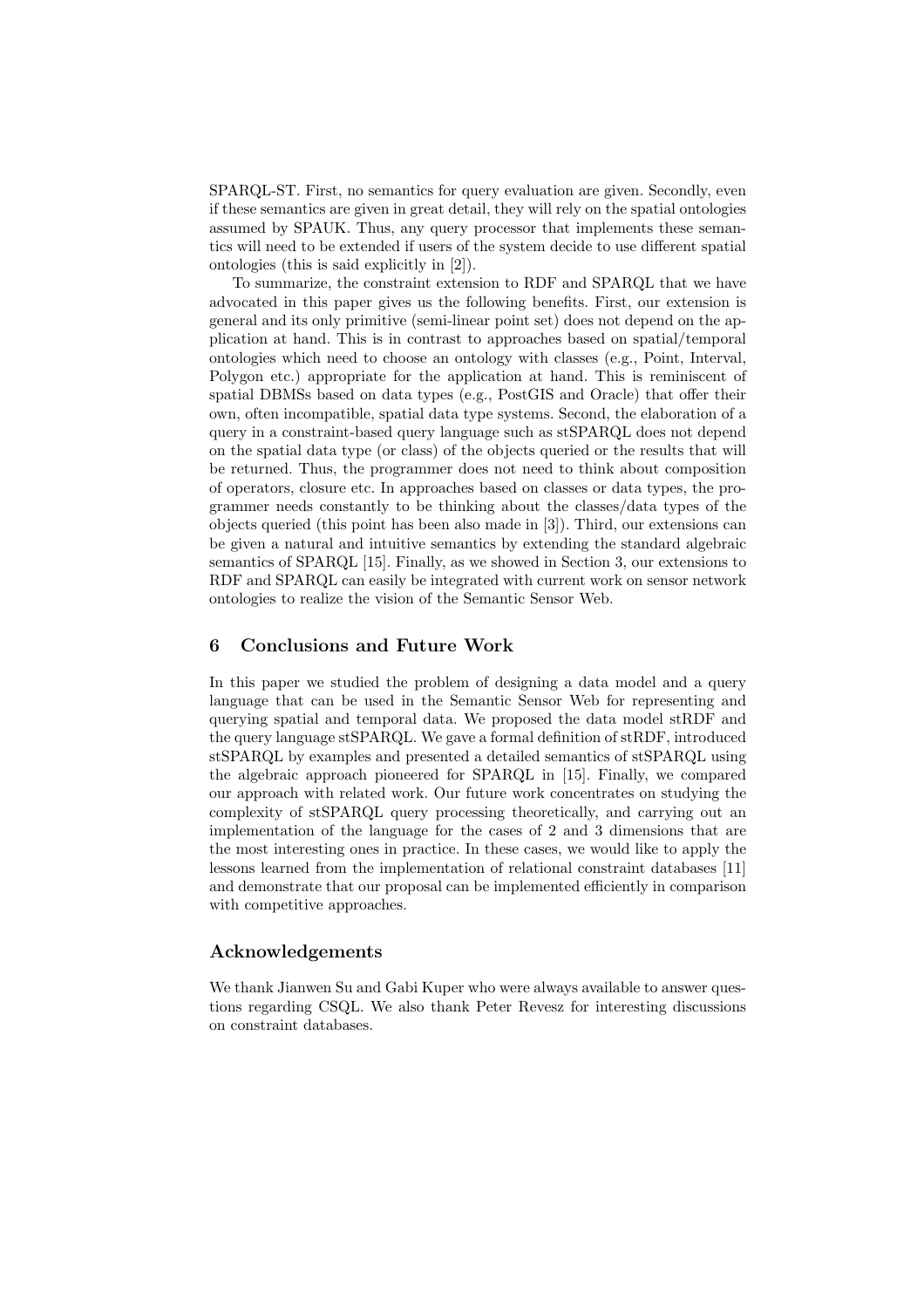SPARQL-ST. First, no semantics for query evaluation are given. Secondly, even if these semantics are given in great detail, they will rely on the spatial ontologies assumed by SPAUK. Thus, any query processor that implements these semantics will need to be extended if users of the system decide to use different spatial ontologies (this is said explicitly in [2]).

To summarize, the constraint extension to RDF and SPARQL that we have advocated in this paper gives us the following benefits. First, our extension is general and its only primitive (semi-linear point set) does not depend on the application at hand. This is in contrast to approaches based on spatial/temporal ontologies which need to choose an ontology with classes (e.g., Point, Interval, Polygon etc.) appropriate for the application at hand. This is reminiscent of spatial DBMSs based on data types (e.g., PostGIS and Oracle) that offer their own, often incompatible, spatial data type systems. Second, the elaboration of a query in a constraint-based query language such as stSPARQL does not depend on the spatial data type (or class) of the objects queried or the results that will be returned. Thus, the programmer does not need to think about composition of operators, closure etc. In approaches based on classes or data types, the programmer needs constantly to be thinking about the classes/data types of the objects queried (this point has been also made in [3]). Third, our extensions can be given a natural and intuitive semantics by extending the standard algebraic semantics of SPARQL [15]. Finally, as we showed in Section 3, our extensions to RDF and SPARQL can easily be integrated with current work on sensor network ontologies to realize the vision of the Semantic Sensor Web.

## 6 Conclusions and Future Work

In this paper we studied the problem of designing a data model and a query language that can be used in the Semantic Sensor Web for representing and querying spatial and temporal data. We proposed the data model stRDF and the query language stSPARQL. We gave a formal definition of stRDF, introduced stSPARQL by examples and presented a detailed semantics of stSPARQL using the algebraic approach pioneered for SPARQL in [15]. Finally, we compared our approach with related work. Our future work concentrates on studying the complexity of stSPARQL query processing theoretically, and carrying out an implementation of the language for the cases of 2 and 3 dimensions that are the most interesting ones in practice. In these cases, we would like to apply the lessons learned from the implementation of relational constraint databases [11] and demonstrate that our proposal can be implemented efficiently in comparison with competitive approaches.

## Acknowledgements

We thank Jianwen Su and Gabi Kuper who were always available to answer questions regarding CSQL. We also thank Peter Revesz for interesting discussions on constraint databases.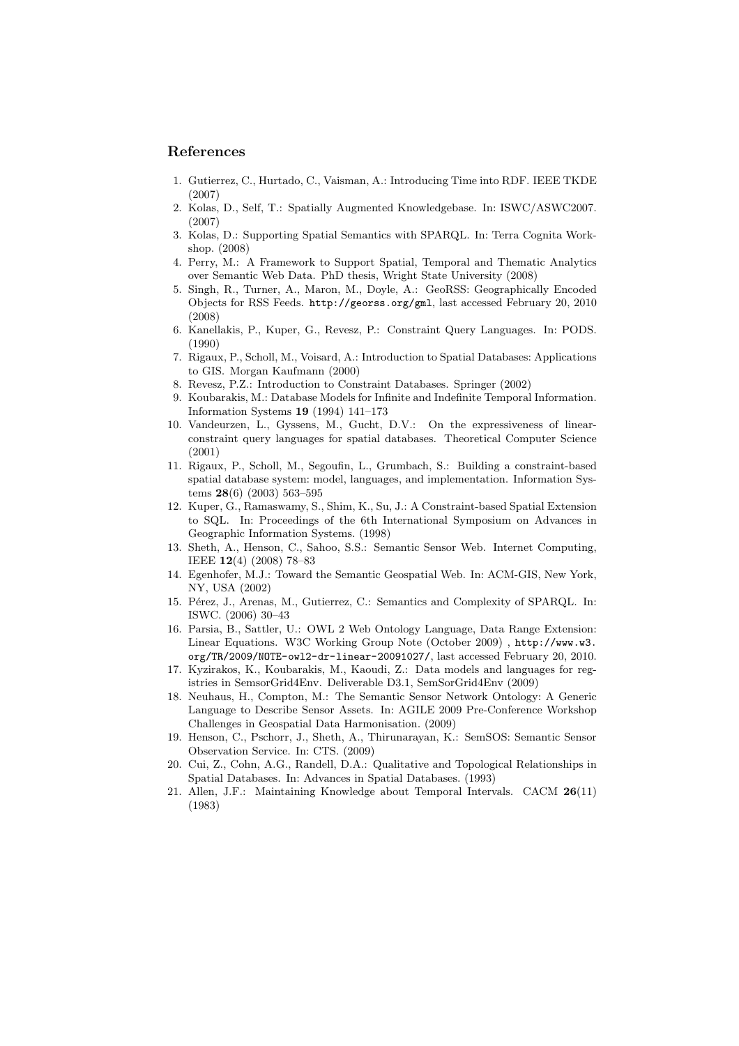## References

1. Gutierrez, C., Hurtado, C., Vaisman, A.: Introducing Time into RDF. IEEE TKDE (2007)
2. Kolas, D., Self, T.: Spatially Augmented Knowledgebase. In: ISWC/ASWC2007. (2007)
3. Kolas, D.: Supporting Spatial Semantics with SPARQL. In: Terra Cognita Workshop. (2008)
4. Perry, M.: A Framework to Support Spatial, Temporal and Thematic Analytics over Semantic Web Data. PhD thesis, Wright State University (2008)
5. Singh, R., Turner, A., Maron, M., Doyle, A.: GeoRSS: Geographically Encoded Objects for RSS Feeds. `http://georss.org/gml`, last accessed February 20, 2010 (2008)
6. Kanellakis, P., Kuper, G., Revesz, P.: Constraint Query Languages. In: PODS. (1990)
7. Rigaux, P., Scholl, M., Voisard, A.: Introduction to Spatial Databases: Applications to GIS. Morgan Kaufmann (2000)
8. Revesz, P.Z.: Introduction to Constraint Databases. Springer (2002)
9. Koubarakis, M.: Database Models for Infinite and Indefinite Temporal Information. Information Systems **19** (1994) 141–173
10. Vandeurzen, L., Gyssens, M., Gucht, D.V.: On the expressiveness of linear-constraint query languages for spatial databases. Theoretical Computer Science (2001)
11. Rigaux, P., Scholl, M., Segoufin, L., Grumbach, S.: Building a constraint-based spatial database system: model, languages, and implementation. Information Systems **28**(6) (2003) 563–595
12. Kuper, G., Ramaswamy, S., Shim, K., Su, J.: A Constraint-based Spatial Extension to SQL. In: Proceedings of the 6th International Symposium on Advances in Geographic Information Systems. (1998)
13. Sheth, A., Henson, C., Sahoo, S.S.: Semantic Sensor Web. Internet Computing, IEEE **12**(4) (2008) 78–83
14. Egenhofer, M.J.: Toward the Semantic Geospatial Web. In: ACM-GIS, New York, NY, USA (2002)
15. Pérez, J., Arenas, M., Gutierrez, C.: Semantics and Complexity of SPARQL. In: ISWC. (2006) 30–43
16. Parsia, B., Sattler, U.: OWL 2 Web Ontology Language, Data Range Extension: Linear Equations. W3C Working Group Note (October 2009) , `http://www.w3.org/TR/2009/NOTE-owl2-dr-linear-20091027/`, last accessed February 20, 2010.
17. Kyzirakos, K., Koubarakis, M., Kaoudi, Z.: Data models and languages for registries in SemsorGrid4Env. Deliverable D3.1, SemSorGrid4Env (2009)
18. Neuhaus, H., Compton, M.: The Semantic Sensor Network Ontology: A Generic Language to Describe Sensor Assets. In: AGILE 2009 Pre-Conference Workshop Challenges in Geospatial Data Harmonisation. (2009)
19. Henson, C., Pschorr, J., Sheth, A., Thirunarayan, K.: SemSOS: Semantic Sensor Observation Service. In: CTS. (2009)
20. Cui, Z., Cohn, A.G., Randell, D.A.: Qualitative and Topological Relationships in Spatial Databases. In: Advances in Spatial Databases. (1993)
21. Allen, J.F.: Maintaining Knowledge about Temporal Intervals. CACM **26**(11) (1983)